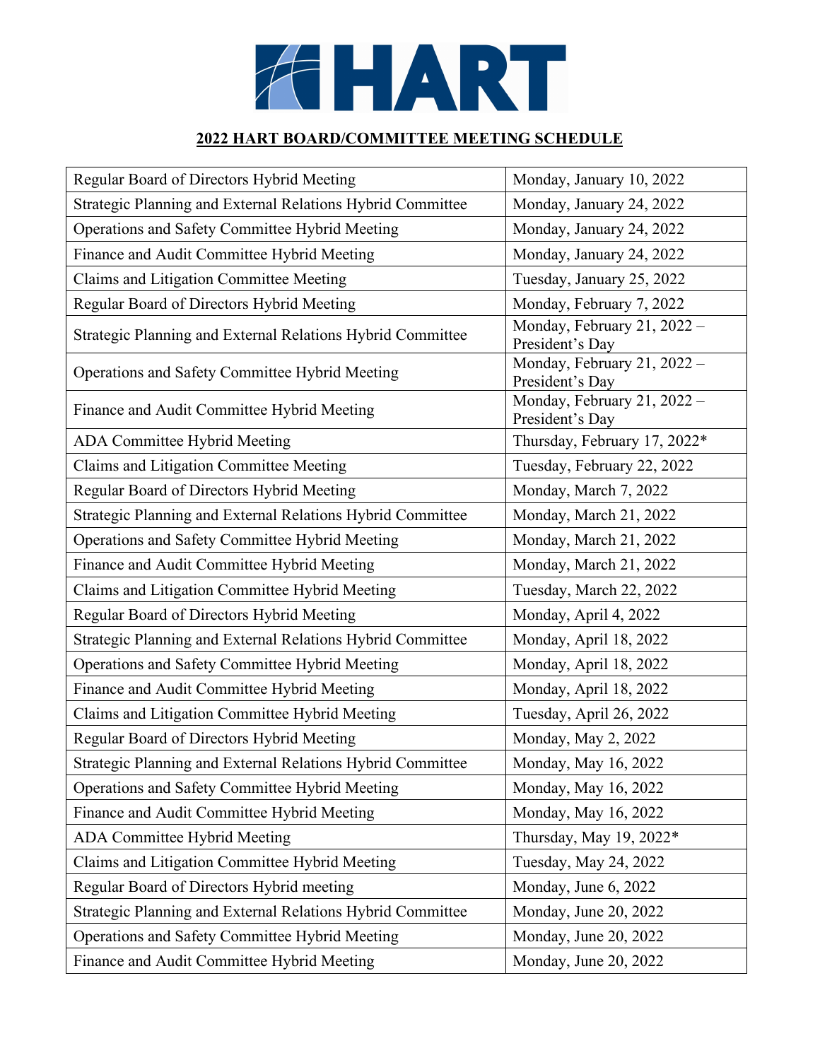HART

**2022 HART BOARD/COMMITTEE MEETING SCHEDULE**

| | |
|---|---|
| Regular Board of Directors Hybrid Meeting | Monday, January 10, 2022 |
| Strategic Planning and External Relations Hybrid Committee | Monday, January 24, 2022 |
| Operations and Safety Committee Hybrid Meeting | Monday, January 24, 2022 |
| Finance and Audit Committee Hybrid Meeting | Monday, January 24, 2022 |
| Claims and Litigation Committee Meeting | Tuesday, January 25, 2022 |
| Regular Board of Directors Hybrid Meeting | Monday, February 7, 2022 |
| Strategic Planning and External Relations Hybrid Committee | Monday, February 21, 2022 – President's Day |
| Operations and Safety Committee Hybrid Meeting | Monday, February 21, 2022 – President's Day |
| Finance and Audit Committee Hybrid Meeting | Monday, February 21, 2022 – President's Day |
| ADA Committee Hybrid Meeting | Thursday, February 17, 2022* |
| Claims and Litigation Committee Meeting | Tuesday, February 22, 2022 |
| Regular Board of Directors Hybrid Meeting | Monday, March 7, 2022 |
| Strategic Planning and External Relations Hybrid Committee | Monday, March 21, 2022 |
| Operations and Safety Committee Hybrid Meeting | Monday, March 21, 2022 |
| Finance and Audit Committee Hybrid Meeting | Monday, March 21, 2022 |
| Claims and Litigation Committee Hybrid Meeting | Tuesday, March 22, 2022 |
| Regular Board of Directors Hybrid Meeting | Monday, April 4, 2022 |
| Strategic Planning and External Relations Hybrid Committee | Monday, April 18, 2022 |
| Operations and Safety Committee Hybrid Meeting | Monday, April 18, 2022 |
| Finance and Audit Committee Hybrid Meeting | Monday, April 18, 2022 |
| Claims and Litigation Committee Hybrid Meeting | Tuesday, April 26, 2022 |
| Regular Board of Directors Hybrid Meeting | Monday, May 2, 2022 |
| Strategic Planning and External Relations Hybrid Committee | Monday, May 16, 2022 |
| Operations and Safety Committee Hybrid Meeting | Monday, May 16, 2022 |
| Finance and Audit Committee Hybrid Meeting | Monday, May 16, 2022 |
| ADA Committee Hybrid Meeting | Thursday, May 19, 2022* |
| Claims and Litigation Committee Hybrid Meeting | Tuesday, May 24, 2022 |
| Regular Board of Directors Hybrid meeting | Monday, June 6, 2022 |
| Strategic Planning and External Relations Hybrid Committee | Monday, June 20, 2022 |
| Operations and Safety Committee Hybrid Meeting | Monday, June 20, 2022 |
| Finance and Audit Committee Hybrid Meeting | Monday, June 20, 2022 |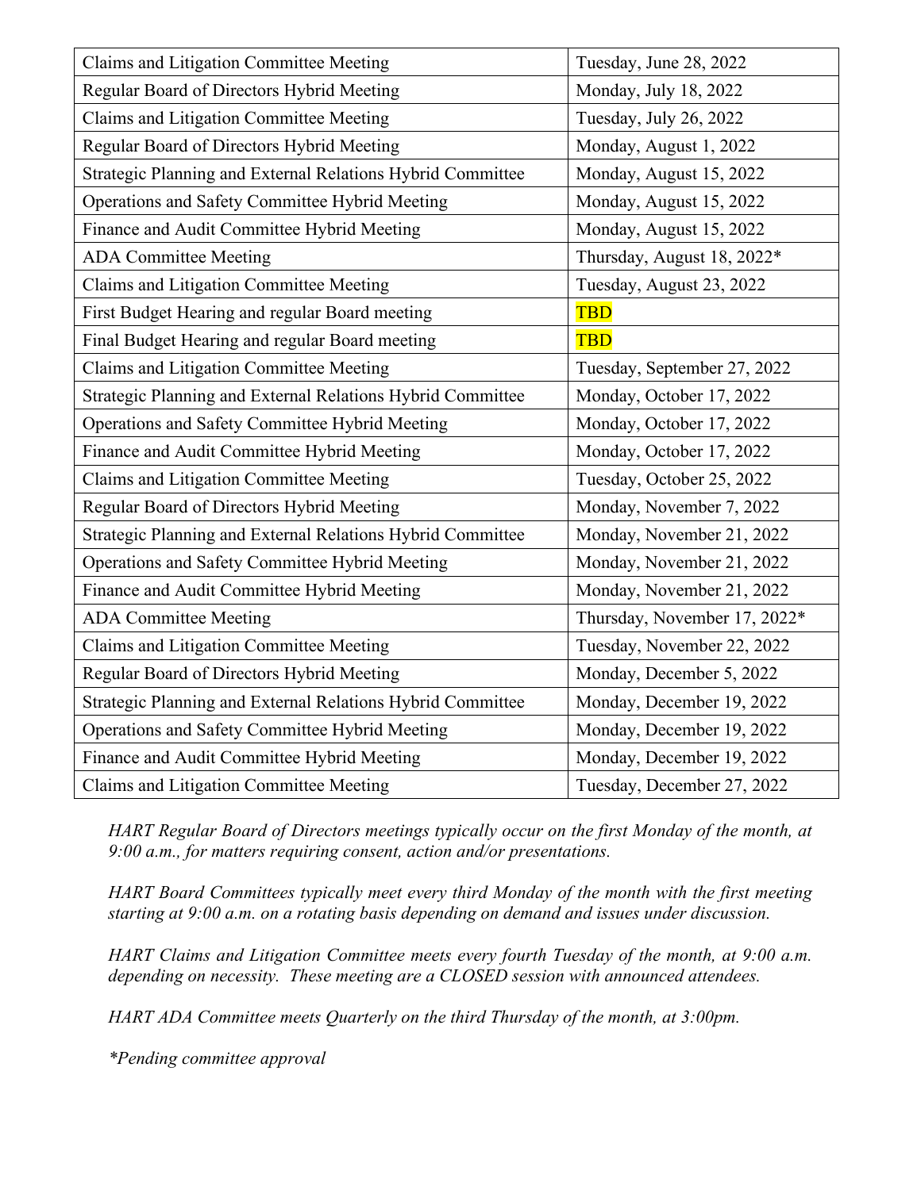| | |
|---|---|
| Claims and Litigation Committee Meeting | Tuesday, June 28, 2022 |
| Regular Board of Directors Hybrid Meeting | Monday, July 18, 2022 |
| Claims and Litigation Committee Meeting | Tuesday, July 26, 2022 |
| Regular Board of Directors Hybrid Meeting | Monday, August 1, 2022 |
| Strategic Planning and External Relations Hybrid Committee | Monday, August 15, 2022 |
| Operations and Safety Committee Hybrid Meeting | Monday, August 15, 2022 |
| Finance and Audit Committee Hybrid Meeting | Monday, August 15, 2022 |
| ADA Committee Meeting | Thursday, August 18, 2022* |
| Claims and Litigation Committee Meeting | Tuesday, August 23, 2022 |
| First Budget Hearing and regular Board meeting | TBD |
| Final Budget Hearing and regular Board meeting | TBD |
| Claims and Litigation Committee Meeting | Tuesday, September 27, 2022 |
| Strategic Planning and External Relations Hybrid Committee | Monday, October 17, 2022 |
| Operations and Safety Committee Hybrid Meeting | Monday, October 17, 2022 |
| Finance and Audit Committee Hybrid Meeting | Monday, October 17, 2022 |
| Claims and Litigation Committee Meeting | Tuesday, October 25, 2022 |
| Regular Board of Directors Hybrid Meeting | Monday, November 7, 2022 |
| Strategic Planning and External Relations Hybrid Committee | Monday, November 21, 2022 |
| Operations and Safety Committee Hybrid Meeting | Monday, November 21, 2022 |
| Finance and Audit Committee Hybrid Meeting | Monday, November 21, 2022 |
| ADA Committee Meeting | Thursday, November 17, 2022* |
| Claims and Litigation Committee Meeting | Tuesday, November 22, 2022 |
| Regular Board of Directors Hybrid Meeting | Monday, December 5, 2022 |
| Strategic Planning and External Relations Hybrid Committee | Monday, December 19, 2022 |
| Operations and Safety Committee Hybrid Meeting | Monday, December 19, 2022 |
| Finance and Audit Committee Hybrid Meeting | Monday, December 19, 2022 |
| Claims and Litigation Committee Meeting | Tuesday, December 27, 2022 |

*HART Regular Board of Directors meetings typically occur on the first Monday of the month, at 9:00 a.m., for matters requiring consent, action and/or presentations.*

*HART Board Committees typically meet every third Monday of the month with the first meeting starting at 9:00 a.m. on a rotating basis depending on demand and issues under discussion.*

*HART Claims and Litigation Committee meets every fourth Tuesday of the month, at 9:00 a.m. depending on necessity. These meeting are a CLOSED session with announced attendees.*

*HART ADA Committee meets Quarterly on the third Thursday of the month, at 3:00pm.*

*\*Pending committee approval*